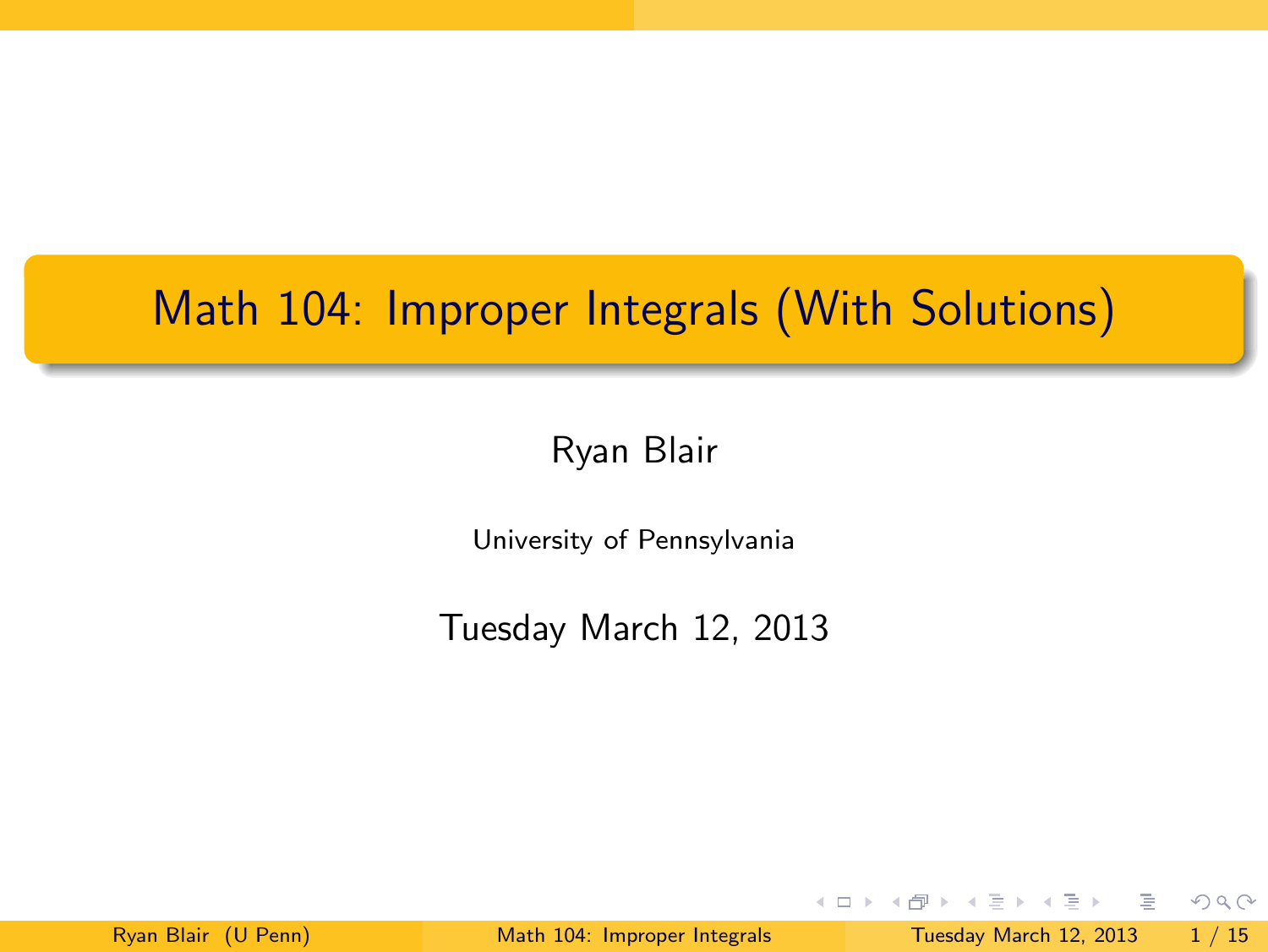# Math 104: Improper Integrals (With Solutions)

Ryan Blair

University of Pennsylvania

Tuesday March 12, 2013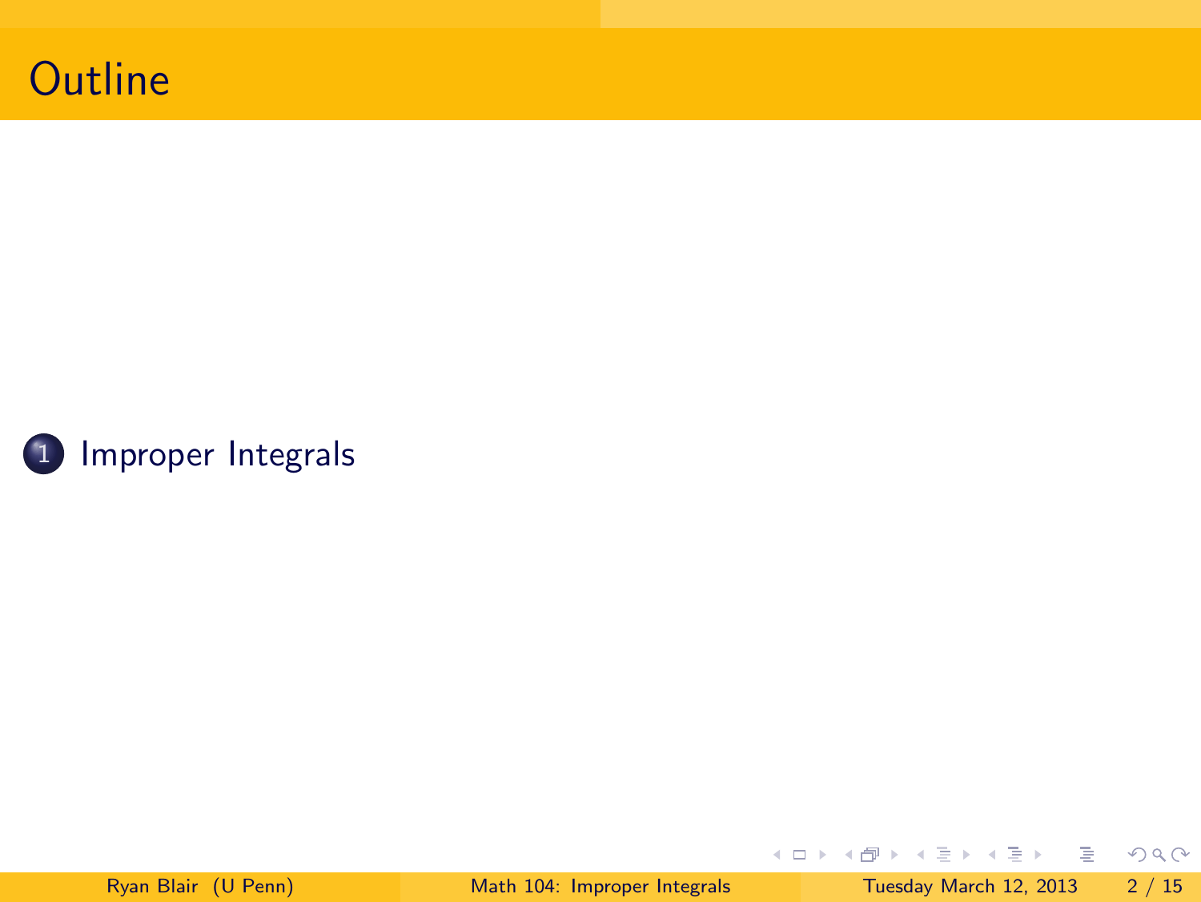# Outline

1. Improper Integrals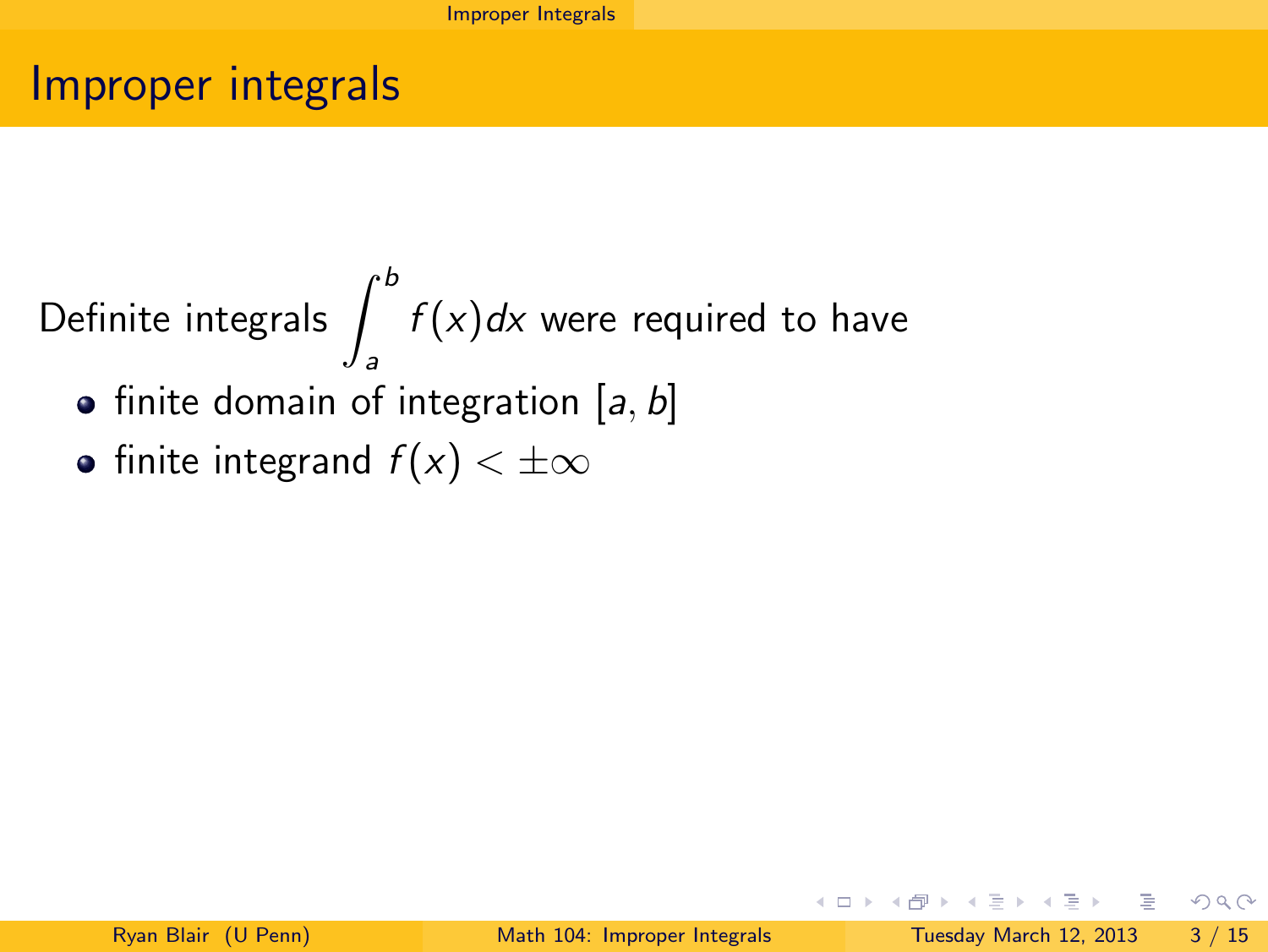# Improper integrals

Definite integrals $\int_a^b f(x)dx$ were required to have

- finite domain of integration $[a, b]$
- finite integrand $f(x) < \pm\infty$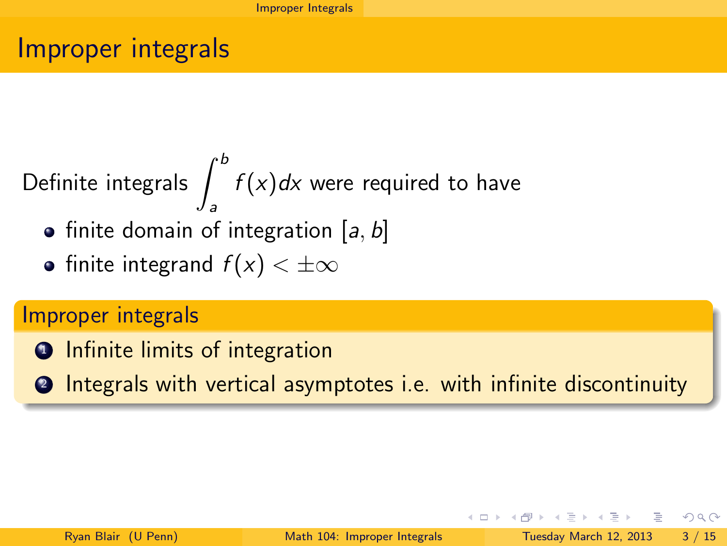# Improper integrals

Definite integrals $\int_a^b f(x)dx$ were required to have

- finite domain of integration $[a, b]$
- finite integrand $f(x) < \pm\infty$

## Improper integrals

1. Infinite limits of integration
2. Integrals with vertical asymptotes i.e. with infinite discontinuity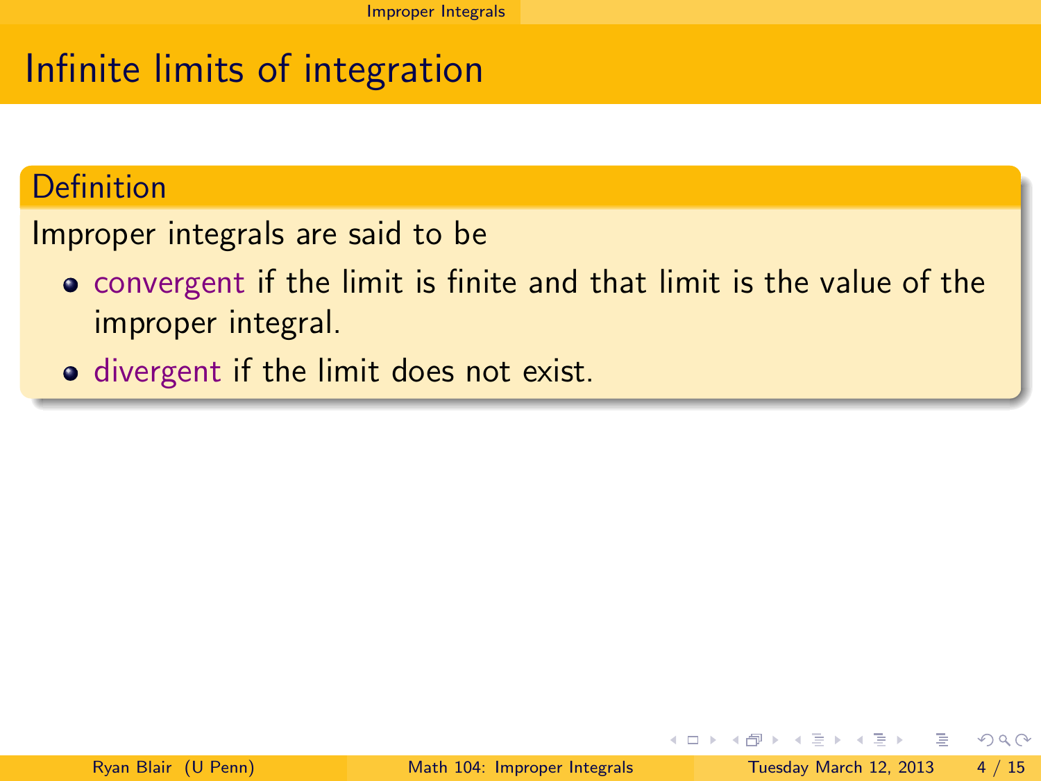# Infinite limits of integration

## Definition

Improper integrals are said to be

- convergent if the limit is finite and that limit is the value of the improper integral.
- divergent if the limit does not exist.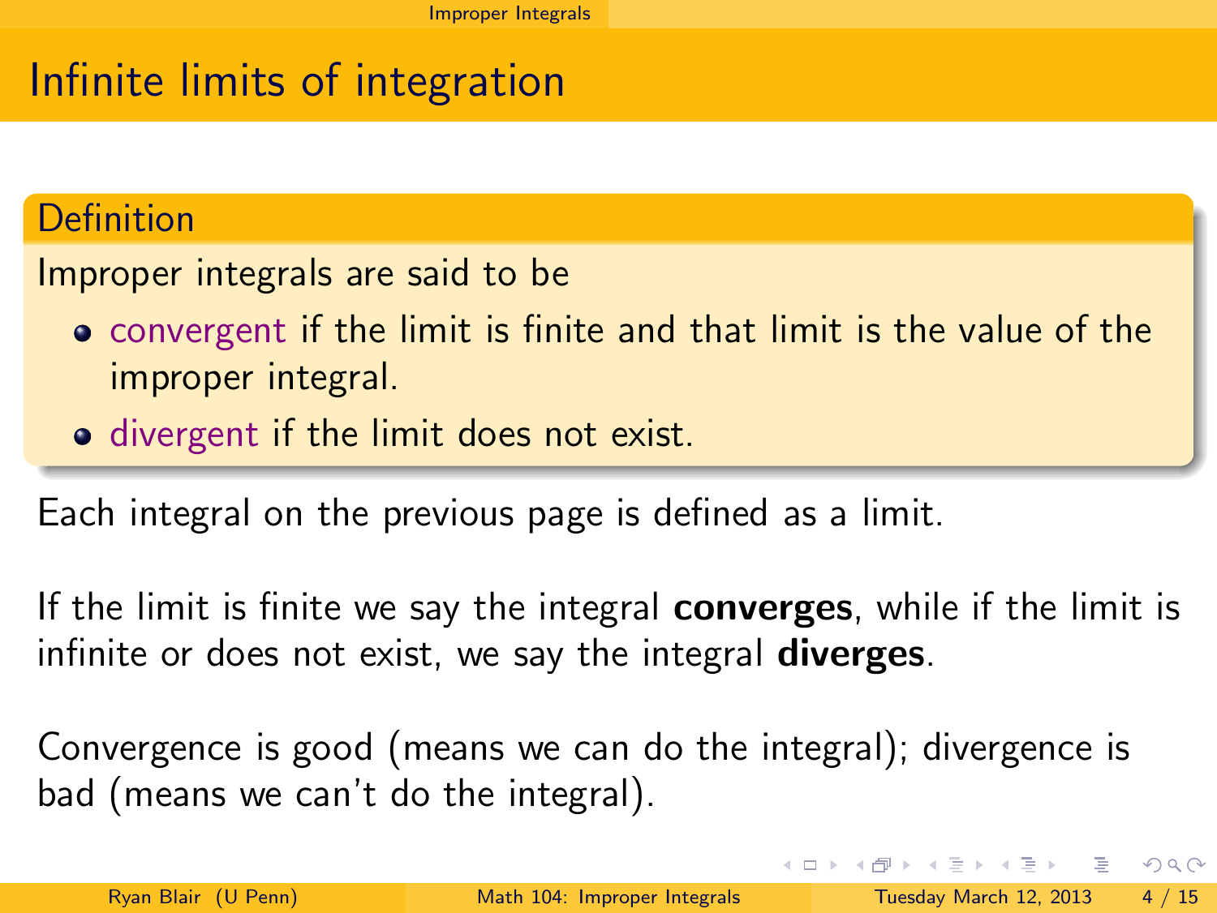# Infinite limits of integration

**Definition**

Improper integrals are said to be

- convergent if the limit is finite and that limit is the value of the improper integral.
- divergent if the limit does not exist.

Each integral on the previous page is defined as a limit.

If the limit is finite we say the integral **converges**, while if the limit is infinite or does not exist, we say the integral **diverges**.

Convergence is good (means we can do the integral); divergence is bad (means we can't do the integral).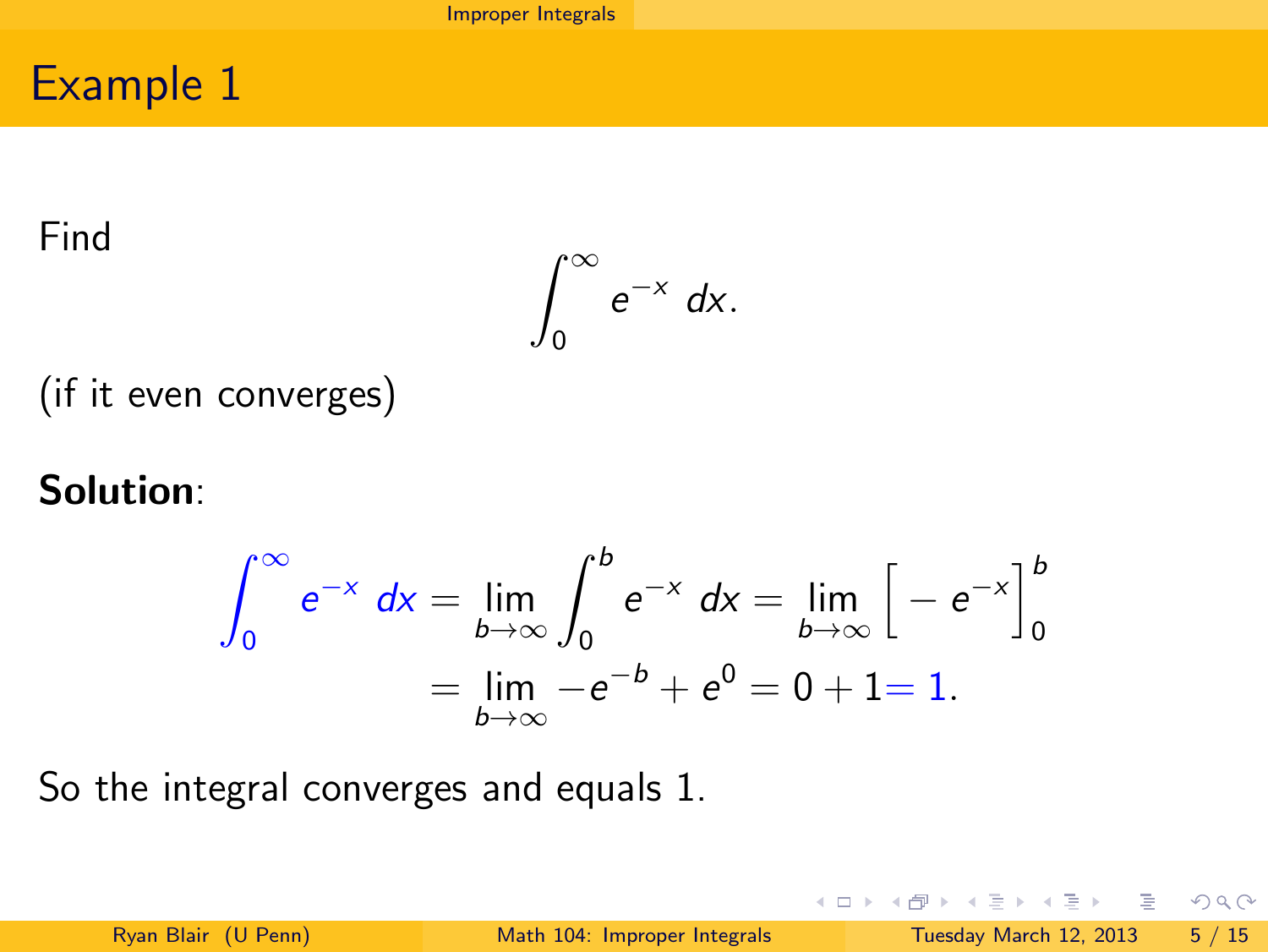# Example 1

Find

$$\int_0^\infty e^{-x}\ dx.$$

(if it even converges)

**Solution**:

$$\int_0^\infty e^{-x}\ dx = \lim_{b\to\infty} \int_0^b e^{-x}\ dx = \lim_{b\to\infty} \Big[ - e^{-x} \Big]_0^b$$
$$= \lim_{b\to\infty} -e^{-b} + e^0 = 0 + 1 = 1.$$

So the integral converges and equals 1.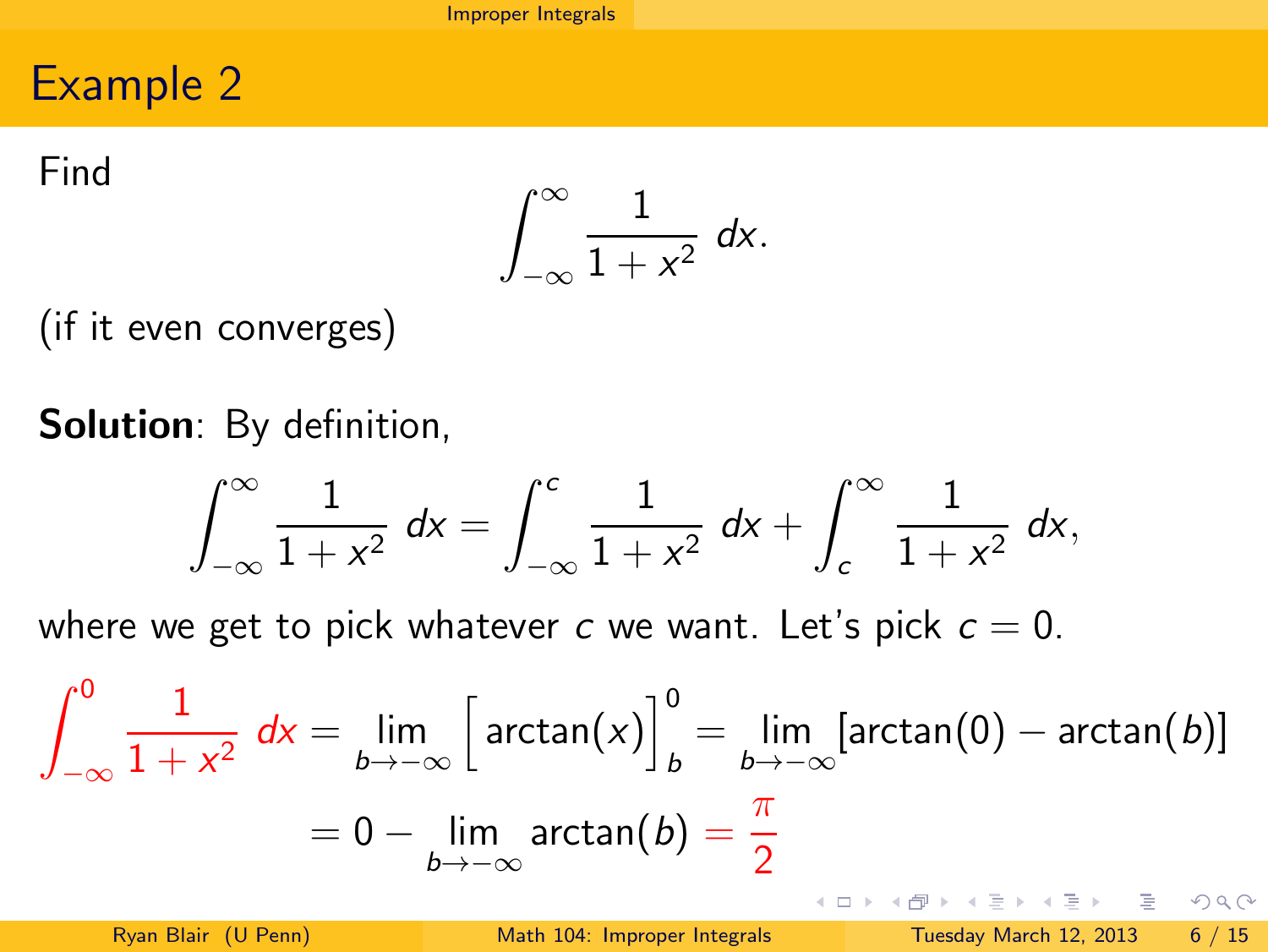## Example 2

Find

$$\int_{-\infty}^{\infty} \frac{1}{1+x^2}\ dx.$$

(if it even converges)

**Solution**: By definition,

$$\int_{-\infty}^{\infty} \frac{1}{1+x^2}\ dx = \int_{-\infty}^{c} \frac{1}{1+x^2}\ dx + \int_{c}^{\infty} \frac{1}{1+x^2}\ dx,$$

where we get to pick whatever $c$ we want. Let's pick $c = 0$.

$$\int_{-\infty}^{0} \frac{1}{1+x^2}\ dx = \lim_{b \to -\infty} \Big[\arctan(x)\Big]_b^0 = \lim_{b \to -\infty} [\arctan(0) - \arctan(b)]$$

$$= 0 - \lim_{b \to -\infty} \arctan(b) = \frac{\pi}{2}$$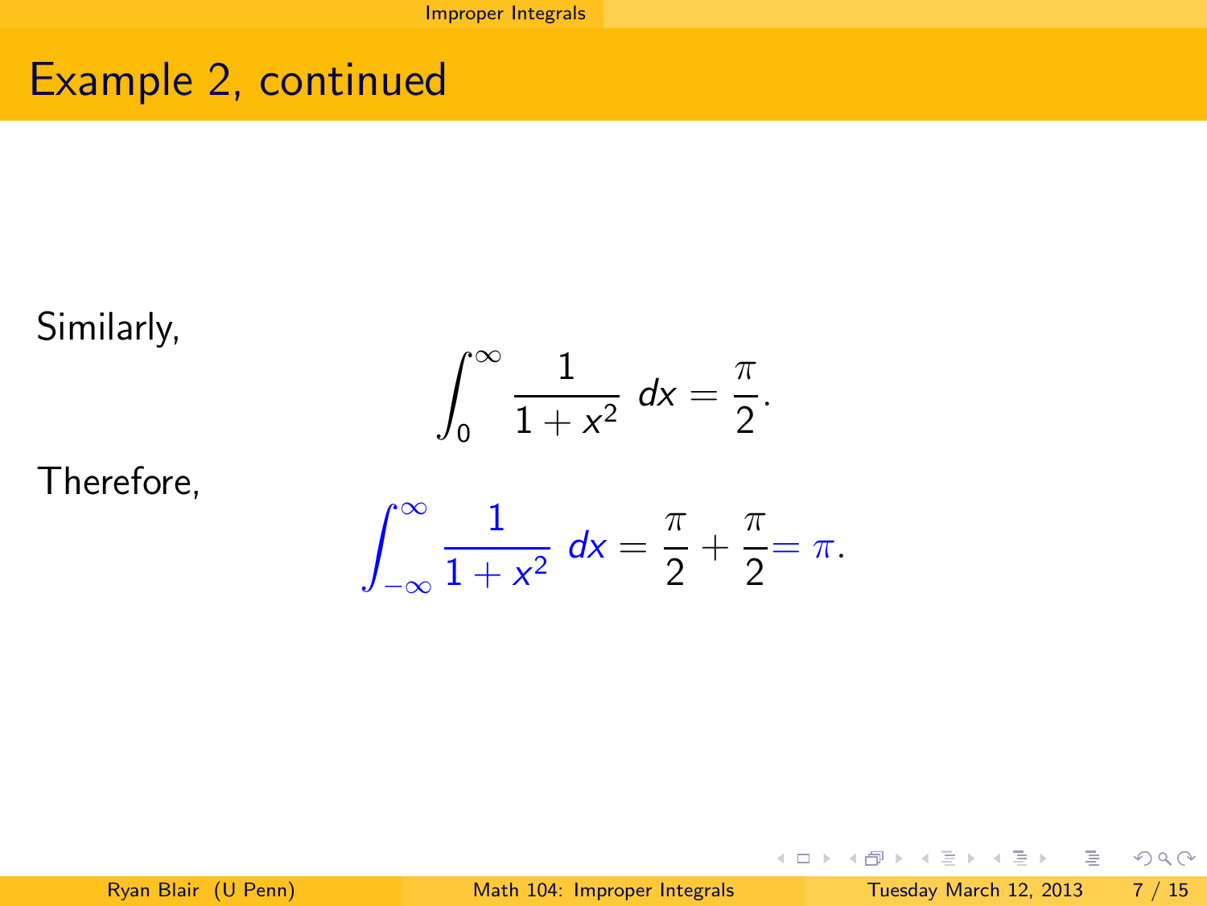# Example 2, continued

Similarly,

$$\int_0^\infty \frac{1}{1+x^2}\,dx = \frac{\pi}{2}.$$

Therefore,

$$\int_{-\infty}^\infty \frac{1}{1+x^2}\,dx = \frac{\pi}{2} + \frac{\pi}{2} = \pi.$$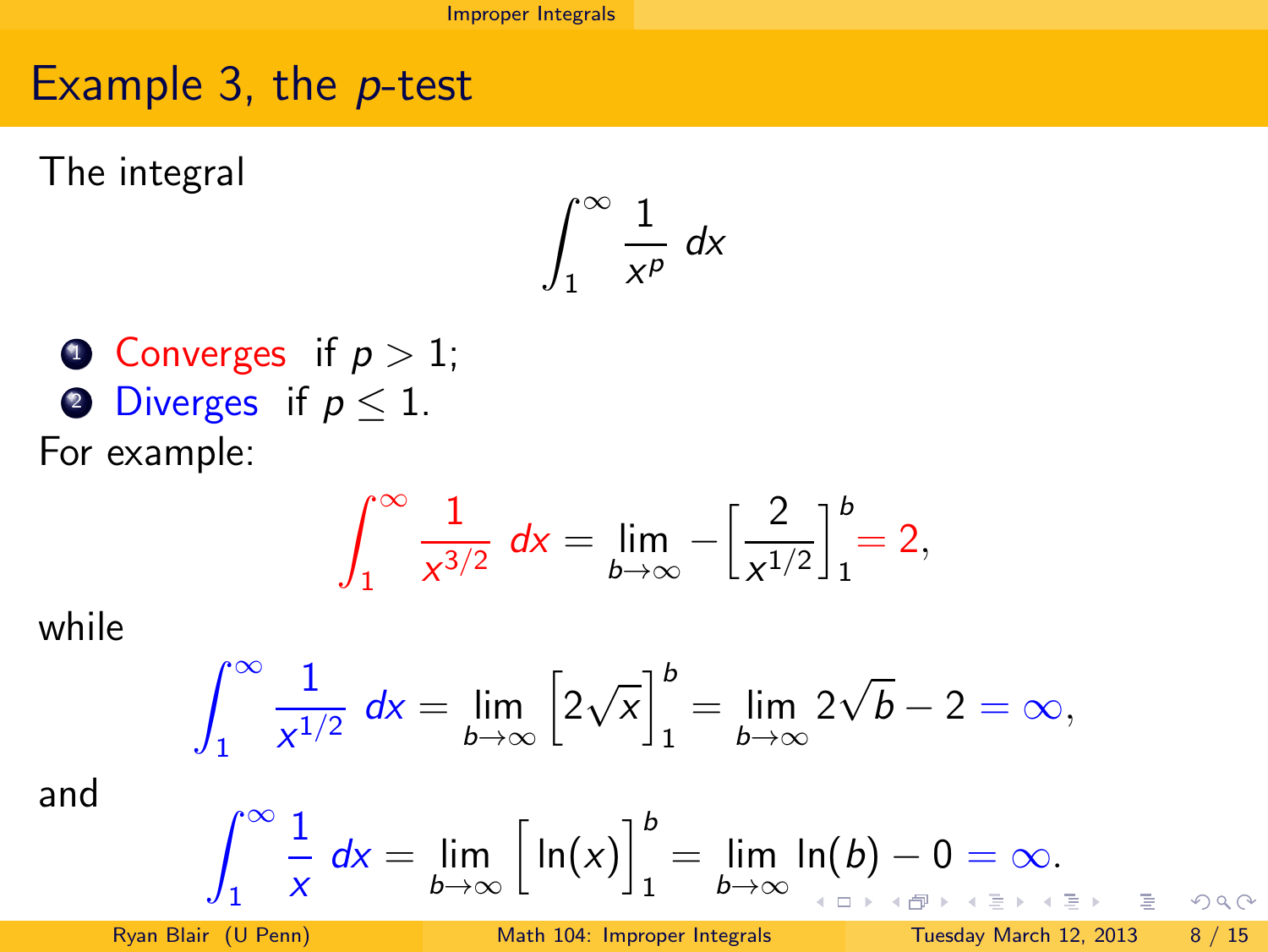## Example 3, the $p$-test

The integral

$$\int_1^\infty \frac{1}{x^p}\, dx$$

1. Converges if $p > 1$;
2. Diverges if $p \leq 1$.

For example:

$$\int_1^\infty \frac{1}{x^{3/2}}\, dx = \lim_{b\to\infty} -\left[\frac{2}{x^{1/2}}\right]_1^b = 2,$$

while

$$\int_1^\infty \frac{1}{x^{1/2}}\, dx = \lim_{b\to\infty} \left[2\sqrt{x}\right]_1^b = \lim_{b\to\infty} 2\sqrt{b} - 2 = \infty,$$

and

$$\int_1^\infty \frac{1}{x}\, dx = \lim_{b\to\infty} \left[\ln(x)\right]_1^b = \lim_{b\to\infty} \ln(b) - 0 = \infty.$$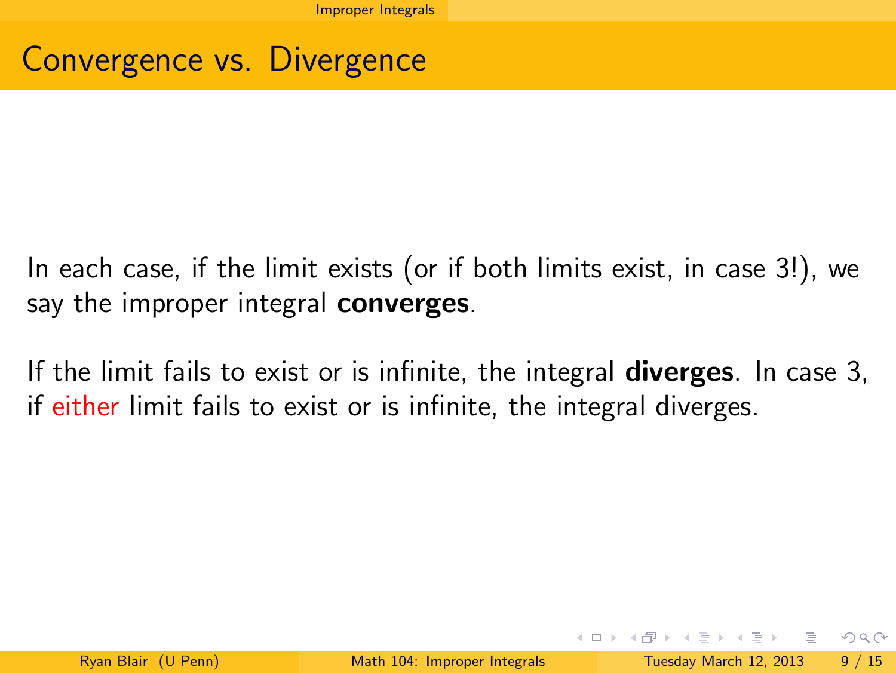## Convergence vs. Divergence

In each case, if the limit exists (or if both limits exist, in case 3!), we say the improper integral **converges**.

If the limit fails to exist or is infinite, the integral **diverges**. In case 3, if either limit fails to exist or is infinite, the integral diverges.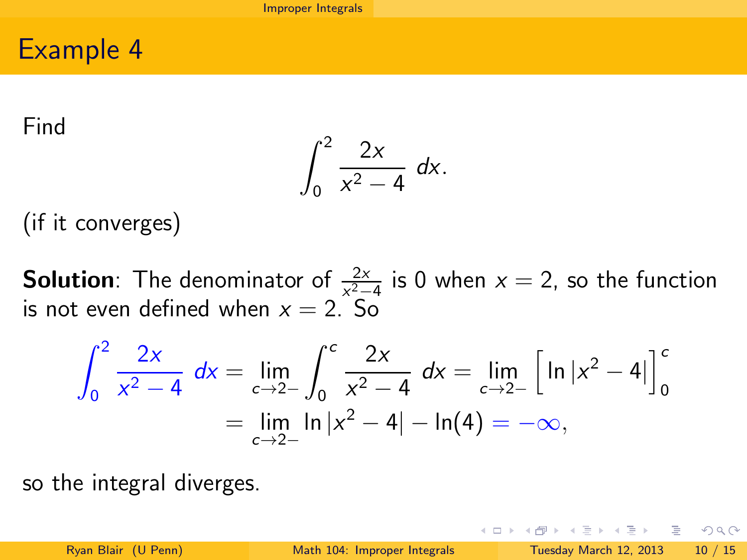# Example 4

Find

$$\int_0^2 \frac{2x}{x^2 - 4}\, dx.$$

(if it converges)

**Solution**: The denominator of $\frac{2x}{x^2-4}$ is 0 when $x = 2$, so the function is not even defined when $x = 2$. So

$$\int_0^2 \frac{2x}{x^2 - 4}\, dx = \lim_{c \to 2-} \int_0^c \frac{2x}{x^2 - 4}\, dx = \lim_{c \to 2-} \Big[ \ln |x^2 - 4| \Big]_0^c$$

$$= \lim_{c \to 2-} \ln |x^2 - 4| - \ln(4) = -\infty,$$

so the integral diverges.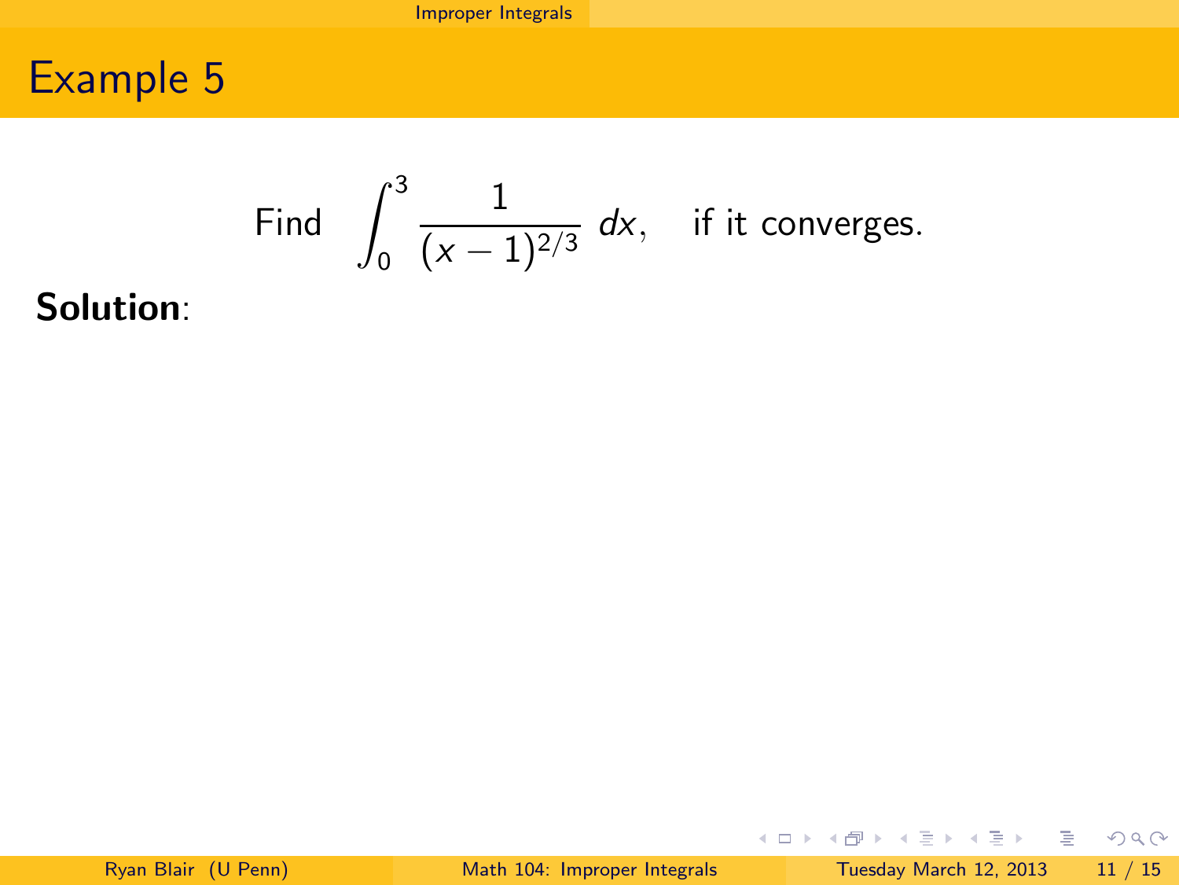# Example 5

$$\text{Find} \int_0^3 \frac{1}{(x-1)^{2/3}}\, dx, \quad \text{if it converges.}$$

**Solution**: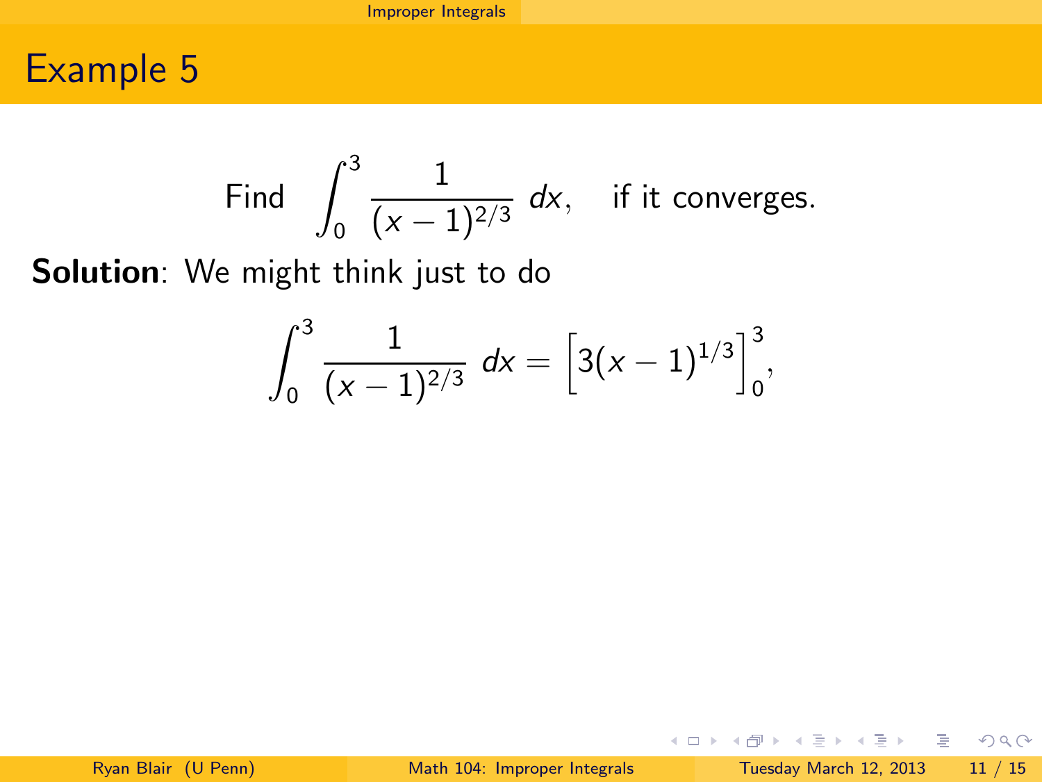# Example 5

$$\text{Find} \quad \int_0^3 \frac{1}{(x-1)^{2/3}}\, dx, \quad \text{if it converges.}$$

**Solution**: We might think just to do

$$\int_0^3 \frac{1}{(x-1)^{2/3}}\, dx = \left[3(x-1)^{1/3}\right]_0^3,$$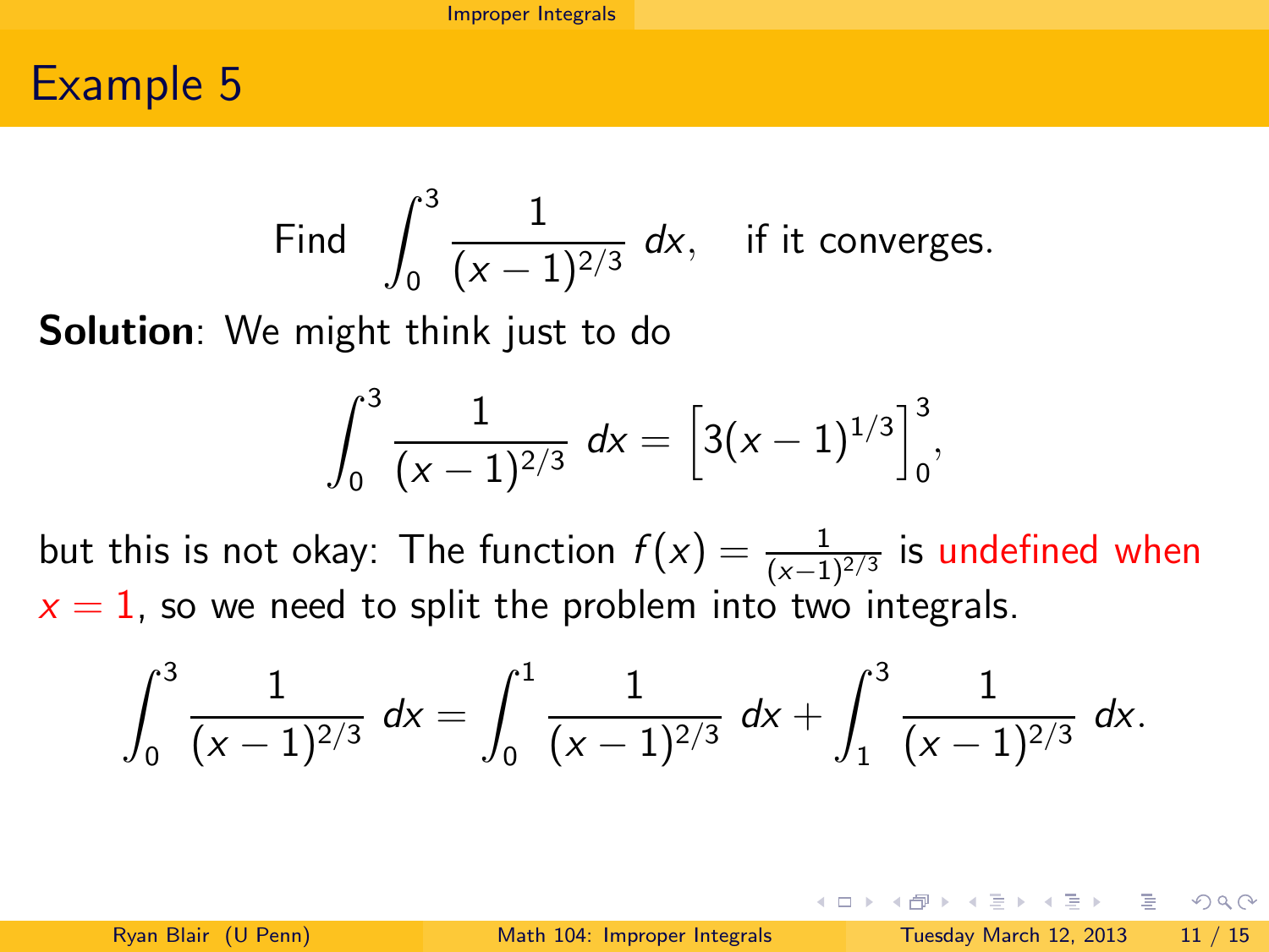# Example 5

$$\text{Find} \quad \int_0^3 \frac{1}{(x-1)^{2/3}}\, dx, \quad \text{if it converges.}$$

**Solution**: We might think just to do

$$\int_0^3 \frac{1}{(x-1)^{2/3}}\, dx = \left[3(x-1)^{1/3}\right]_0^3,$$

but this is not okay: The function $f(x) = \frac{1}{(x-1)^{2/3}}$ is undefined when $x = 1$, so we need to split the problem into two integrals.

$$\int_0^3 \frac{1}{(x-1)^{2/3}}\, dx = \int_0^1 \frac{1}{(x-1)^{2/3}}\, dx + \int_1^3 \frac{1}{(x-1)^{2/3}}\, dx.$$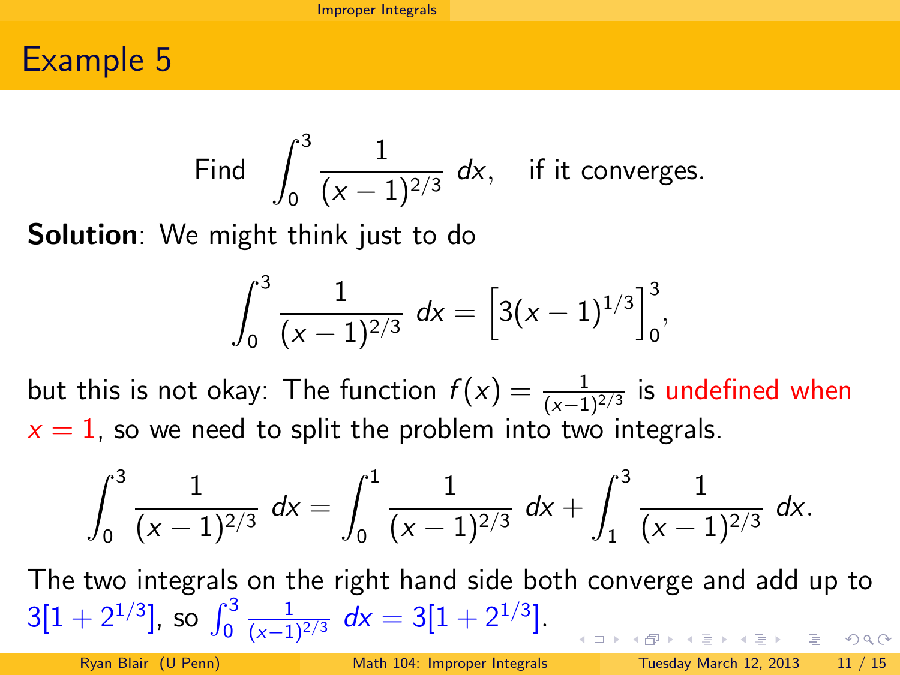# Example 5

$$\text{Find} \quad \int_0^3 \frac{1}{(x-1)^{2/3}}\, dx, \quad \text{if it converges.}$$

**Solution**: We might think just to do

$$\int_0^3 \frac{1}{(x-1)^{2/3}}\, dx = \left[3(x-1)^{1/3}\right]_0^3,$$

but this is not okay: The function $f(x) = \frac{1}{(x-1)^{2/3}}$ is undefined when $x = 1$, so we need to split the problem into two integrals.

$$\int_0^3 \frac{1}{(x-1)^{2/3}}\, dx = \int_0^1 \frac{1}{(x-1)^{2/3}}\, dx + \int_1^3 \frac{1}{(x-1)^{2/3}}\, dx.$$

The two integrals on the right hand side both converge and add up to $3[1 + 2^{1/3}]$, so $\int_0^3 \frac{1}{(x-1)^{2/3}}\, dx = 3[1 + 2^{1/3}]$.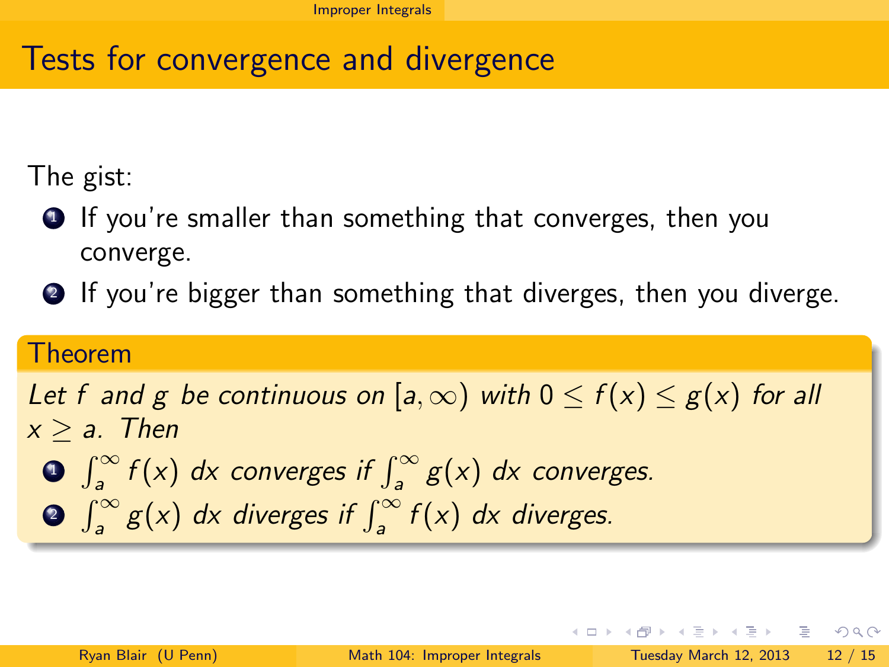# Tests for convergence and divergence

The gist:

1. If you're smaller than something that converges, then you converge.
2. If you're bigger than something that diverges, then you diverge.

**Theorem**

*Let $f$ and $g$ be continuous on $[a, \infty)$ with $0 \leq f(x) \leq g(x)$ for all $x \geq a$. Then*

1. $\int_a^\infty f(x)\, dx$ *converges if* $\int_a^\infty g(x)\, dx$ *converges.*
2. $\int_a^\infty g(x)\, dx$ *diverges if* $\int_a^\infty f(x)\, dx$ *diverges.*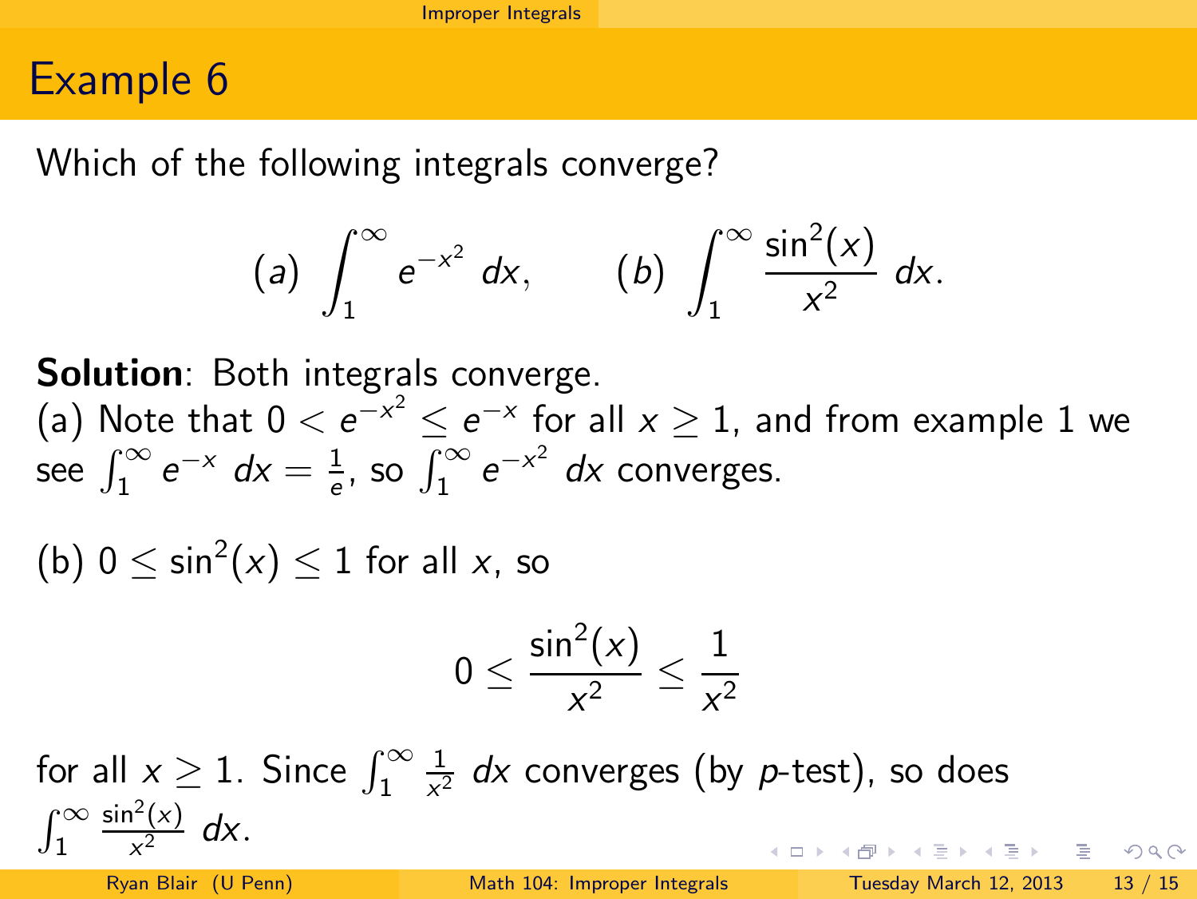# Example 6

Which of the following integrals converge?

$$(a) \int_1^\infty e^{-x^2}\, dx, \qquad (b) \int_1^\infty \frac{\sin^2(x)}{x^2}\, dx.$$

**Solution**: Both integrals converge.

(a) Note that $0 < e^{-x^2} \leq e^{-x}$ for all $x \geq 1$, and from example 1 we see $\int_1^\infty e^{-x}\, dx = \frac{1}{e}$, so $\int_1^\infty e^{-x^2}\, dx$ converges.

(b) $0 \leq \sin^2(x) \leq 1$ for all $x$, so

$$0 \leq \frac{\sin^2(x)}{x^2} \leq \frac{1}{x^2}$$

for all $x \geq 1$. Since $\int_1^\infty \frac{1}{x^2}\, dx$ converges (by $p$-test), so does $\int_1^\infty \frac{\sin^2(x)}{x^2}\, dx$.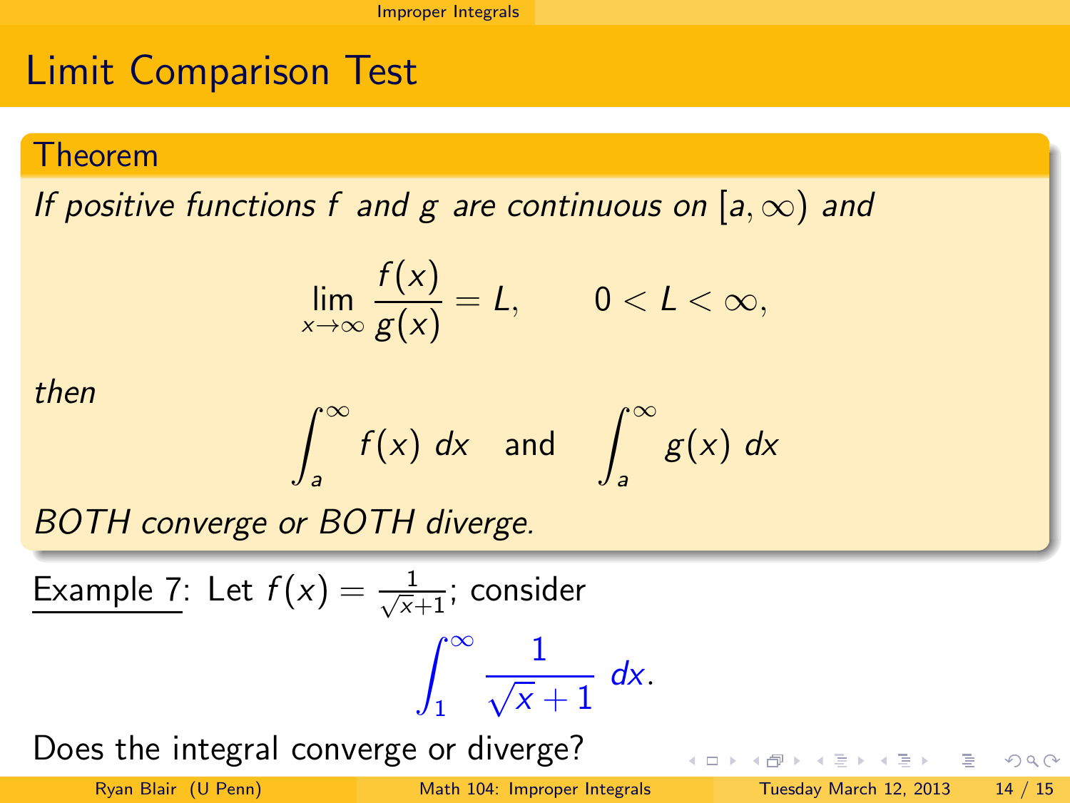# Limit Comparison Test

### Theorem

*If positive functions f and g are continuous on $[a, \infty)$ and*

$$\lim_{x\to\infty} \frac{f(x)}{g(x)} = L, \qquad 0 < L < \infty,$$

*then*

$$\int_a^\infty f(x)\, dx \quad \text{and} \quad \int_a^\infty g(x)\, dx$$

*BOTH converge or BOTH diverge.*

Example 7: Let $f(x) = \frac{1}{\sqrt{x}+1}$; consider

$$\int_1^\infty \frac{1}{\sqrt{x}+1}\, dx.$$

Does the integral converge or diverge?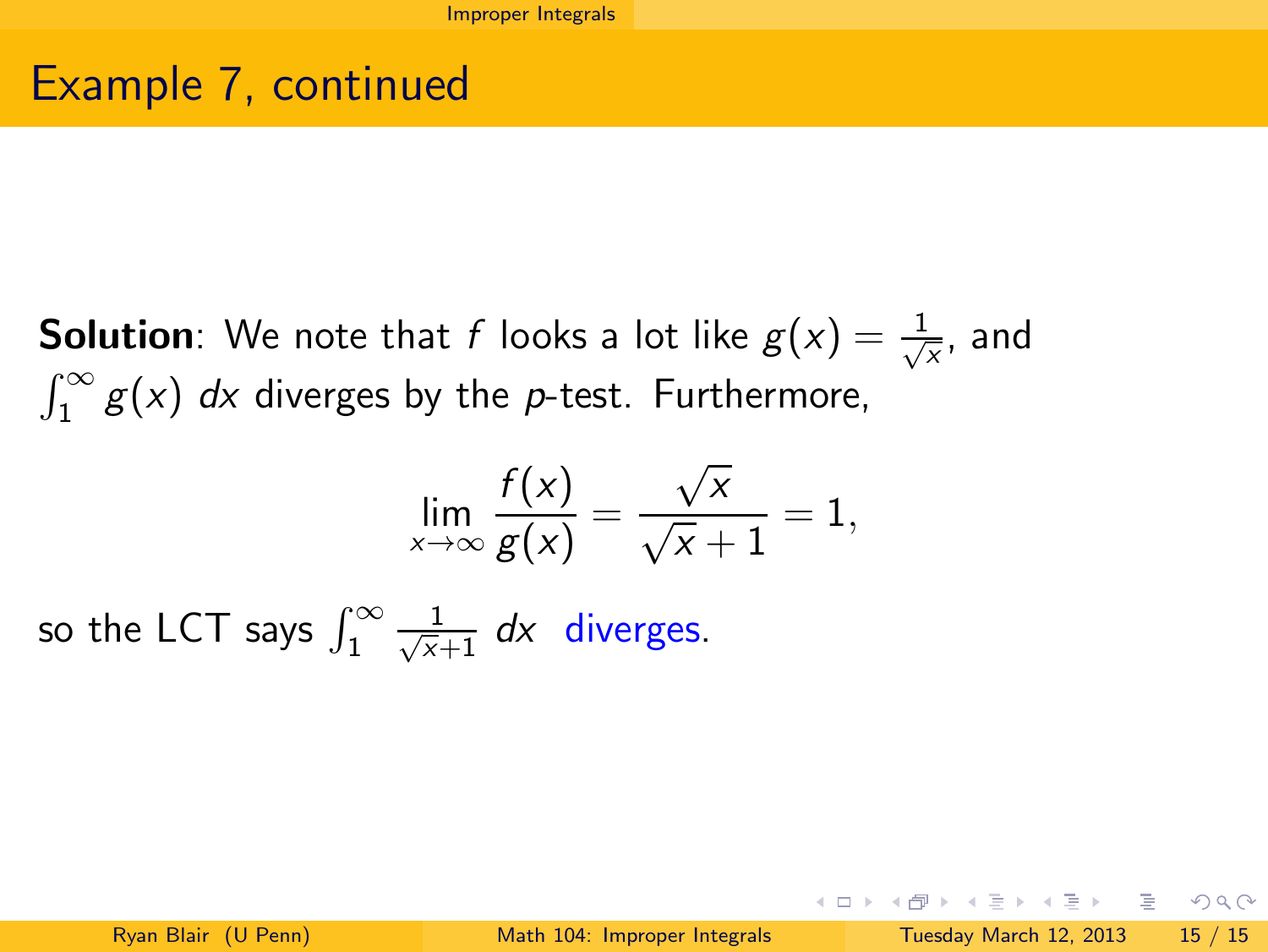# Example 7, continued

**Solution**: We note that $f$ looks a lot like $g(x) = \frac{1}{\sqrt{x}}$, and $\int_1^\infty g(x)\,dx$ diverges by the $p$-test. Furthermore,

$$\lim_{x\to\infty} \frac{f(x)}{g(x)} = \frac{\sqrt{x}}{\sqrt{x}+1} = 1,$$

so the LCT says $\int_1^\infty \frac{1}{\sqrt{x}+1}\,dx$ diverges.